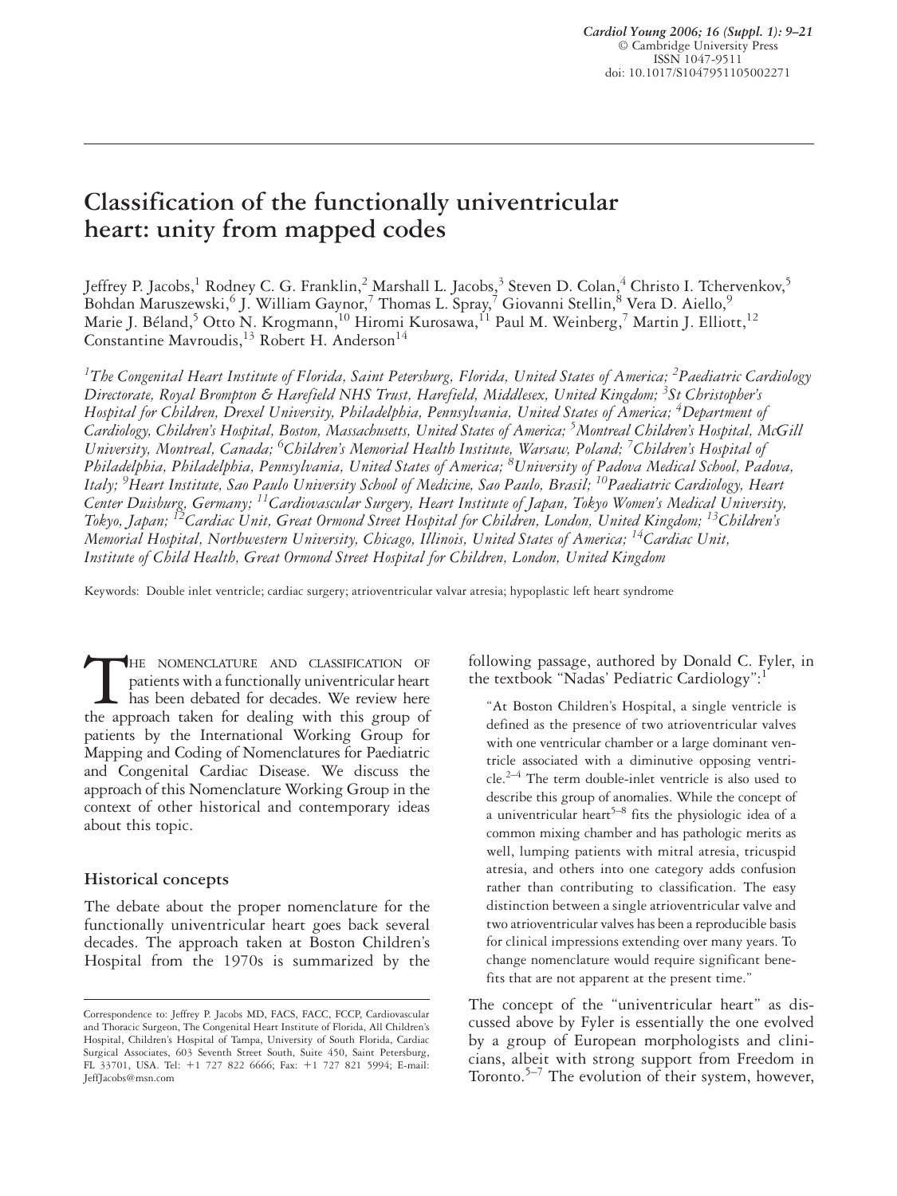# Classification of the functionally univentricular heart: unity from mapped codes

Jeffrey P. Jacobs,[1] Rodney C. G. Franklin,[2] Marshall L. Jacobs,[3] Steven D. Colan,[4] Christo I. Tchervenkov,[5] Bohdan Maruszewski,[6] J. William Gaynor,[7] Thomas L. Spray,[7] Giovanni Stellin,[8] Vera D. Aiello,[9] Marie J. Béland,[5] Otto N. Krogmann,[10] Hiromi Kurosawa,[11] Paul M. Weinberg,[7] Martin J. Elliott,[12] Constantine Mavroudis,[13] Robert H. Anderson[14]

*[1]The Congenital Heart Institute of Florida, Saint Petersburg, Florida, United States of America; [2]Paediatric Cardiology Directorate, Royal Brompton & Harefield NHS Trust, Harefield, Middlesex, United Kingdom; [3]St Christopher's Hospital for Children, Drexel University, Philadelphia, Pennsylvania, United States of America; [4]Department of Cardiology, Children's Hospital, Boston, Massachusetts, United States of America; [5]Montreal Children's Hospital, McGill University, Montreal, Canada; [6]Children's Memorial Health Institute, Warsaw, Poland; [7]Children's Hospital of Philadelphia, Philadelphia, Pennsylvania, United States of America; [8]University of Padova Medical School, Padova, Italy; [9]Heart Institute, Sao Paulo University School of Medicine, Sao Paulo, Brasil; [10]Paediatric Cardiology, Heart Center Duisburg, Germany; [11]Cardiovascular Surgery, Heart Institute of Japan, Tokyo Women's Medical University, Tokyo, Japan; [12]Cardiac Unit, Great Ormond Street Hospital for Children, London, United Kingdom; [13]Children's Memorial Hospital, Northwestern University, Chicago, Illinois, United States of America; [14]Cardiac Unit, Institute of Child Health, Great Ormond Street Hospital for Children, London, United Kingdom*

Keywords: Double inlet ventricle; cardiac surgery; atrioventricular valvar atresia; hypoplastic left heart syndrome

The nomenclature and classification of patients with a functionally univentricular heart has been debated for decades. We review here the approach taken for dealing with this group of patients by the International Working Group for Mapping and Coding of Nomenclatures for Paediatric and Congenital Cardiac Disease. We discuss the approach of this Nomenclature Working Group in the context of other historical and contemporary ideas about this topic.

## Historical concepts

The debate about the proper nomenclature for the functionally univentricular heart goes back several decades. The approach taken at Boston Children's Hospital from the 1970s is summarized by the following passage, authored by Donald C. Fyler, in the textbook "Nadas' Pediatric Cardiology":[1]

> "At Boston Children's Hospital, a single ventricle is defined as the presence of two atrioventricular valves with one ventricular chamber or a large dominant ventricle associated with a diminutive opposing ventricle.[2–4] The term double-inlet ventricle is also used to describe this group of anomalies. While the concept of a univentricular heart[5–8] fits the physiologic idea of a common mixing chamber and has pathologic merits as well, lumping patients with mitral atresia, tricuspid atresia, and others into one category adds confusion rather than contributing to classification. The easy distinction between a single atrioventricular valve and two atrioventricular valves has been a reproducible basis for clinical impressions extending over many years. To change nomenclature would require significant benefits that are not apparent at the present time."

The concept of the "univentricular heart" as discussed above by Fyler is essentially the one evolved by a group of European morphologists and clinicians, albeit with strong support from Freedom in Toronto.[5–7] The evolution of their system, however,

Correspondence to: Jeffrey P. Jacobs MD, FACS, FACC, FCCP, Cardiovascular and Thoracic Surgeon, The Congenital Heart Institute of Florida, All Children's Hospital, Children's Hospital of Tampa, University of South Florida, Cardiac Surgical Associates, 603 Seventh Street South, Suite 450, Saint Petersburg, FL 33701, USA. Tel: +1 727 822 6666; Fax: +1 727 821 5994; E-mail: JeffJacobs@msn.com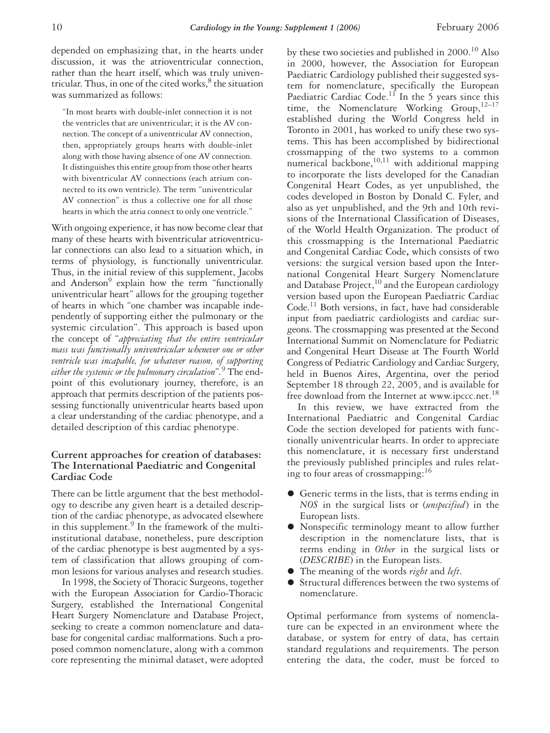depended on emphasizing that, in the hearts under discussion, it was the atrioventricular connection, rather than the heart itself, which was truly univentricular. Thus, in one of the cited works,[8] the situation was summarized as follows:

> "In most hearts with double-inlet connection it is not the ventricles that are univentricular; it is the AV connection. The concept of a univentricular AV connection, then, appropriately groups hearts with double-inlet along with those having absence of one AV connection. It distinguishes this entire group from those other hearts with biventricular AV connections (each atrium connected to its own ventricle). The term "univentricular AV connection" is thus a collective one for all those hearts in which the atria connect to only one ventricle."

With ongoing experience, it has now become clear that many of these hearts with biventricular atrioventricular connections can also lead to a situation which, in terms of physiology, is functionally univentricular. Thus, in the initial review of this supplement, Jacobs and Anderson[9] explain how the term "functionally univentricular heart" allows for the grouping together of hearts in which "one chamber was incapable independently of supporting either the pulmonary or the systemic circulation". This approach is based upon the concept of "*appreciating that the entire ventricular mass was functionally univentricular whenever one or other ventricle was incapable, for whatever reason, of supporting either the systemic or the pulmonary circulation*".[9] The endpoint of this evolutionary journey, therefore, is an approach that permits description of the patients possessing functionally univentricular hearts based upon a clear understanding of the cardiac phenotype, and a detailed description of this cardiac phenotype.

## Current approaches for creation of databases: The International Paediatric and Congenital Cardiac Code

There can be little argument that the best methodology to describe any given heart is a detailed description of the cardiac phenotype, as advocated elsewhere in this supplement.[9] In the framework of the multi-institutional database, nonetheless, pure description of the cardiac phenotype is best augmented by a system of classification that allows grouping of common lesions for various analyses and research studies.

In 1998, the Society of Thoracic Surgeons, together with the European Association for Cardio-Thoracic Surgery, established the International Congenital Heart Surgery Nomenclature and Database Project, seeking to create a common nomenclature and database for congenital cardiac malformations. Such a proposed common nomenclature, along with a common core representing the minimal dataset, were adopted by these two societies and published in 2000.[10] Also in 2000, however, the Association for European Paediatric Cardiology published their suggested system for nomenclature, specifically the European Paediatric Cardiac Code.[11] In the 5 years since this time, the Nomenclature Working Group,[12–17] established during the World Congress held in Toronto in 2001, has worked to unify these two systems. This has been accomplished by bidirectional crossmapping of the two systems to a common numerical backbone,[10,11] with additional mapping to incorporate the lists developed for the Canadian Congenital Heart Codes, as yet unpublished, the codes developed in Boston by Donald C. Fyler, and also as yet unpublished, and the 9th and 10th revisions of the International Classification of Diseases, of the World Health Organization. The product of this crossmapping is the International Paediatric and Congenital Cardiac Code, which consists of two versions: the surgical version based upon the International Congenital Heart Surgery Nomenclature and Database Project,[10] and the European cardiology version based upon the European Paediatric Cardiac Code.[11] Both versions, in fact, have had considerable input from paediatric cardiologists and cardiac surgeons. The crossmapping was presented at the Second International Summit on Nomenclature for Pediatric and Congenital Heart Disease at The Fourth World Congress of Pediatric Cardiology and Cardiac Surgery, held in Buenos Aires, Argentina, over the period September 18 through 22, 2005, and is available for free download from the Internet at www.ipccc.net.[18]

In this review, we have extracted from the International Paediatric and Congenital Cardiac Code the section developed for patients with functionally univentricular hearts. In order to appreciate this nomenclature, it is necessary first understand the previously published principles and rules relating to four areas of crossmapping:[16]

- Generic terms in the lists, that is terms ending in *NOS* in the surgical lists or (*unspecified*) in the European lists.
- Nonspecific terminology meant to allow further description in the nomenclature lists, that is terms ending in *Other* in the surgical lists or (*DESCRIBE*) in the European lists.
- The meaning of the words *right* and *left*.
- Structural differences between the two systems of nomenclature.

Optimal performance from systems of nomenclature can be expected in an environment where the database, or system for entry of data, has certain standard regulations and requirements. The person entering the data, the coder, must be forced to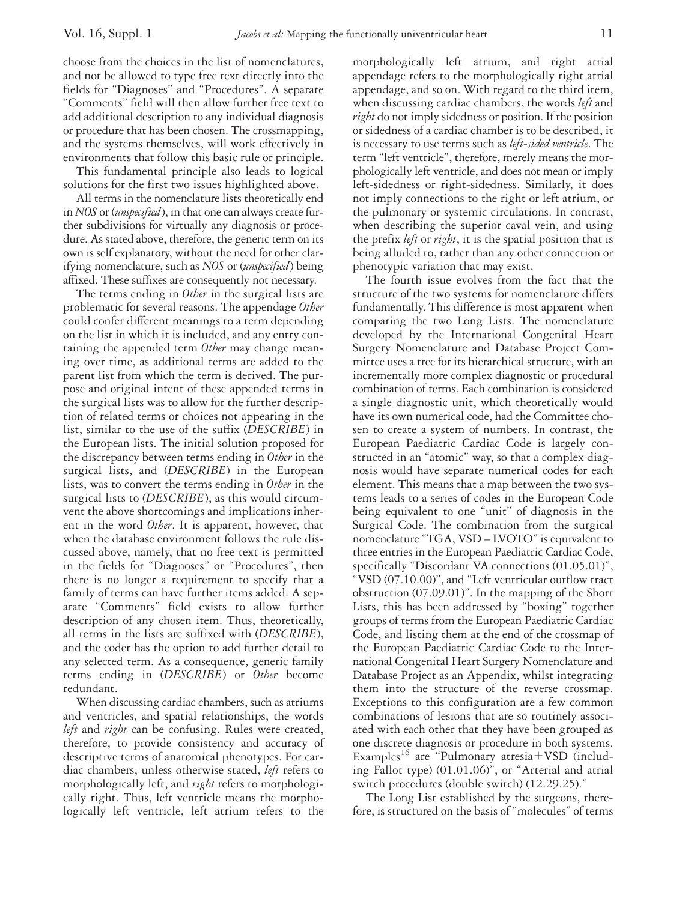choose from the choices in the list of nomenclatures, and not be allowed to type free text directly into the fields for "Diagnoses" and "Procedures". A separate "Comments" field will then allow further free text to add additional description to any individual diagnosis or procedure that has been chosen. The crossmapping, and the systems themselves, will work effectively in environments that follow this basic rule or principle.

This fundamental principle also leads to logical solutions for the first two issues highlighted above.

All terms in the nomenclature lists theoretically end in *NOS* or (*unspecified*), in that one can always create further subdivisions for virtually any diagnosis or procedure. As stated above, therefore, the generic term on its own is self explanatory, without the need for other clarifying nomenclature, such as *NOS* or (*unspecified*) being affixed. These suffixes are consequently not necessary.

The terms ending in *Other* in the surgical lists are problematic for several reasons. The appendage *Other* could confer different meanings to a term depending on the list in which it is included, and any entry containing the appended term *Other* may change meaning over time, as additional terms are added to the parent list from which the term is derived. The purpose and original intent of these appended terms in the surgical lists was to allow for the further description of related terms or choices not appearing in the list, similar to the use of the suffix (*DESCRIBE*) in the European lists. The initial solution proposed for the discrepancy between terms ending in *Other* in the surgical lists, and (*DESCRIBE*) in the European lists, was to convert the terms ending in *Other* in the surgical lists to (*DESCRIBE*), as this would circumvent the above shortcomings and implications inherent in the word *Other*. It is apparent, however, that when the database environment follows the rule discussed above, namely, that no free text is permitted in the fields for "Diagnoses" or "Procedures", then there is no longer a requirement to specify that a family of terms can have further items added. A separate "Comments" field exists to allow further description of any chosen item. Thus, theoretically, all terms in the lists are suffixed with (*DESCRIBE*), and the coder has the option to add further detail to any selected term. As a consequence, generic family terms ending in (*DESCRIBE*) or *Other* become redundant.

When discussing cardiac chambers, such as atriums and ventricles, and spatial relationships, the words *left* and *right* can be confusing. Rules were created, therefore, to provide consistency and accuracy of descriptive terms of anatomical phenotypes. For cardiac chambers, unless otherwise stated, *left* refers to morphologically left, and *right* refers to morphologically right. Thus, left ventricle means the morphologically left ventricle, left atrium refers to the morphologically left atrium, and right atrial appendage refers to the morphologically right atrial appendage, and so on. With regard to the third item, when discussing cardiac chambers, the words *left* and *right* do not imply sidedness or position. If the position or sidedness of a cardiac chamber is to be described, it is necessary to use terms such as *left-sided ventricle*. The term "left ventricle", therefore, merely means the morphologically left ventricle, and does not mean or imply left-sidedness or right-sidedness. Similarly, it does not imply connections to the right or left atrium, or the pulmonary or systemic circulations. In contrast, when describing the superior caval vein, and using the prefix *left* or *right*, it is the spatial position that is being alluded to, rather than any other connection or phenotypic variation that may exist.

The fourth issue evolves from the fact that the structure of the two systems for nomenclature differs fundamentally. This difference is most apparent when comparing the two Long Lists. The nomenclature developed by the International Congenital Heart Surgery Nomenclature and Database Project Committee uses a tree for its hierarchical structure, with an incrementally more complex diagnostic or procedural combination of terms. Each combination is considered a single diagnostic unit, which theoretically would have its own numerical code, had the Committee chosen to create a system of numbers. In contrast, the European Paediatric Cardiac Code is largely constructed in an "atomic" way, so that a complex diagnosis would have separate numerical codes for each element. This means that a map between the two systems leads to a series of codes in the European Code being equivalent to one "unit" of diagnosis in the Surgical Code. The combination from the surgical nomenclature "TGA, VSD – LVOTO" is equivalent to three entries in the European Paediatric Cardiac Code, specifically "Discordant VA connections (01.05.01)", "VSD (07.10.00)", and "Left ventricular outflow tract obstruction (07.09.01)". In the mapping of the Short Lists, this has been addressed by "boxing" together groups of terms from the European Paediatric Cardiac Code, and listing them at the end of the crossmap of the European Paediatric Cardiac Code to the International Congenital Heart Surgery Nomenclature and Database Project as an Appendix, whilst integrating them into the structure of the reverse crossmap. Exceptions to this configuration are a few common combinations of lesions that are so routinely associated with each other that they have been grouped as one discrete diagnosis or procedure in both systems. Examples[16] are "Pulmonary atresia+VSD (including Fallot type) (01.01.06)", or "Arterial and atrial switch procedures (double switch) (12.29.25)."

The Long List established by the surgeons, therefore, is structured on the basis of "molecules" of terms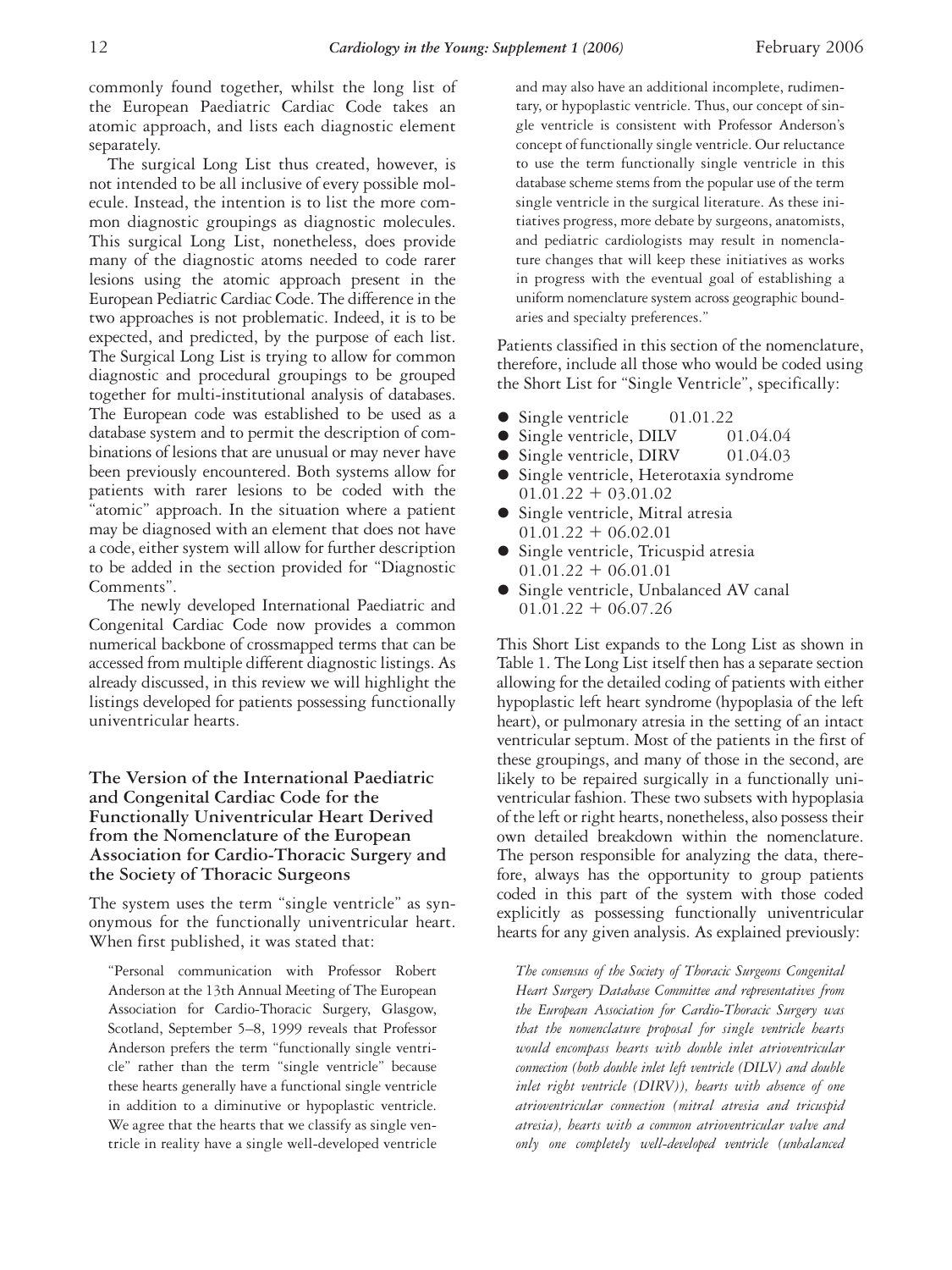commonly found together, whilst the long list of the European Paediatric Cardiac Code takes an atomic approach, and lists each diagnostic element separately.

The surgical Long List thus created, however, is not intended to be all inclusive of every possible molecule. Instead, the intention is to list the more common diagnostic groupings as diagnostic molecules. This surgical Long List, nonetheless, does provide many of the diagnostic atoms needed to code rarer lesions using the atomic approach present in the European Pediatric Cardiac Code. The difference in the two approaches is not problematic. Indeed, it is to be expected, and predicted, by the purpose of each list. The Surgical Long List is trying to allow for common diagnostic and procedural groupings to be grouped together for multi-institutional analysis of databases. The European code was established to be used as a database system and to permit the description of combinations of lesions that are unusual or may never have been previously encountered. Both systems allow for patients with rarer lesions to be coded with the "atomic" approach. In the situation where a patient may be diagnosed with an element that does not have a code, either system will allow for further description to be added in the section provided for "Diagnostic Comments".

The newly developed International Paediatric and Congenital Cardiac Code now provides a common numerical backbone of crossmapped terms that can be accessed from multiple different diagnostic listings. As already discussed, in this review we will highlight the listings developed for patients possessing functionally univentricular hearts.

## The Version of the International Paediatric and Congenital Cardiac Code for the Functionally Univentricular Heart Derived from the Nomenclature of the European Association for Cardio-Thoracic Surgery and the Society of Thoracic Surgeons

The system uses the term "single ventricle" as synonymous for the functionally univentricular heart. When first published, it was stated that:

> "Personal communication with Professor Robert Anderson at the 13th Annual Meeting of The European Association for Cardio-Thoracic Surgery, Glasgow, Scotland, September 5–8, 1999 reveals that Professor Anderson prefers the term "functionally single ventricle" rather than the term "single ventricle" because these hearts generally have a functional single ventricle in addition to a diminutive or hypoplastic ventricle. We agree that the hearts that we classify as single ventricle in reality have a single well-developed ventricle and may also have an additional incomplete, rudimentary, or hypoplastic ventricle. Thus, our concept of single ventricle is consistent with Professor Anderson's concept of functionally single ventricle. Our reluctance to use the term functionally single ventricle in this database scheme stems from the popular use of the term single ventricle in the surgical literature. As these initiatives progress, more debate by surgeons, anatomists, and pediatric cardiologists may result in nomenclature changes that will keep these initiatives as works in progress with the eventual goal of establishing a uniform nomenclature system across geographic boundaries and specialty preferences."

Patients classified in this section of the nomenclature, therefore, include all those who would be coded using the Short List for "Single Ventricle", specifically:

- Single ventricle 01.01.22
- Single ventricle, DILV 01.04.04
- Single ventricle, DIRV 01.04.03
- Single ventricle, Heterotaxia syndrome 01.01.22 + 03.01.02
- Single ventricle, Mitral atresia 01.01.22 + 06.02.01
- Single ventricle, Tricuspid atresia 01.01.22 + 06.01.01
- Single ventricle, Unbalanced AV canal 01.01.22 + 06.07.26

This Short List expands to the Long List as shown in Table 1. The Long List itself then has a separate section allowing for the detailed coding of patients with either hypoplastic left heart syndrome (hypoplasia of the left heart), or pulmonary atresia in the setting of an intact ventricular septum. Most of the patients in the first of these groupings, and many of those in the second, are likely to be repaired surgically in a functionally univentricular fashion. These two subsets with hypoplasia of the left or right hearts, nonetheless, also possess their own detailed breakdown within the nomenclature. The person responsible for analyzing the data, therefore, always has the opportunity to group patients coded in this part of the system with those coded explicitly as possessing functionally univentricular hearts for any given analysis. As explained previously:

> *The consensus of the Society of Thoracic Surgeons Congenital Heart Surgery Database Committee and representatives from the European Association for Cardio-Thoracic Surgery was that the nomenclature proposal for single ventricle hearts would encompass hearts with double inlet atrioventricular connection (both double inlet left ventricle (DILV) and double inlet right ventricle (DIRV)), hearts with absence of one atrioventricular connection (mitral atresia and tricuspid atresia), hearts with a common atrioventricular valve and only one completely well-developed ventricle (unbalanced*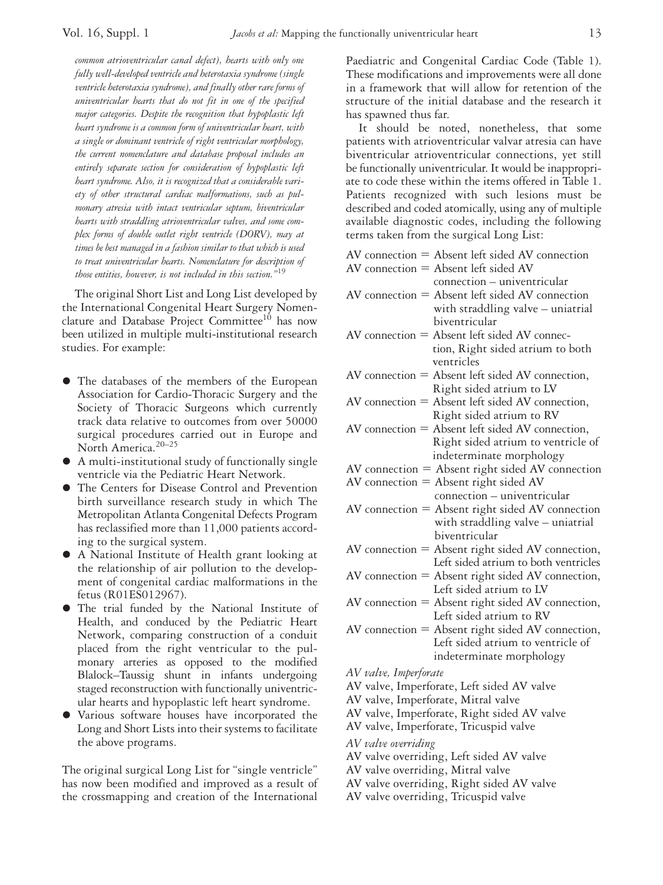*common atrioventricular canal defect), hearts with only one fully well-developed ventricle and heterotaxia syndrome (single ventricle heterotaxia syndrome), and finally other rare forms of univentricular hearts that do not fit in one of the specified major categories. Despite the recognition that hypoplastic left heart syndrome is a common form of univentricular heart, with a single or dominant ventricle of right ventricular morphology, the current nomenclature and database proposal includes an entirely separate section for consideration of hypoplastic left heart syndrome. Also, it is recognized that a considerable variety of other structural cardiac malformations, such as pulmonary atresia with intact ventricular septum, biventricular hearts with straddling atrioventricular valves, and some complex forms of double outlet right ventricle (DORV), may at times be best managed in a fashion similar to that which is used to treat univentricular hearts. Nomenclature for description of those entities, however, is not included in this section."*[19]

The original Short List and Long List developed by the International Congenital Heart Surgery Nomenclature and Database Project Committee[10] has now been utilized in multiple multi-institutional research studies. For example:

- The databases of the members of the European Association for Cardio-Thoracic Surgery and the Society of Thoracic Surgeons which currently track data relative to outcomes from over 50000 surgical procedures carried out in Europe and North America.[20–25]
- A multi-institutional study of functionally single ventricle via the Pediatric Heart Network.
- The Centers for Disease Control and Prevention birth surveillance research study in which The Metropolitan Atlanta Congenital Defects Program has reclassified more than 11,000 patients according to the surgical system.
- A National Institute of Health grant looking at the relationship of air pollution to the development of congenital cardiac malformations in the fetus (R01ES012967).
- The trial funded by the National Institute of Health, and conduced by the Pediatric Heart Network, comparing construction of a conduit placed from the right ventricular to the pulmonary arteries as opposed to the modified Blalock–Taussig shunt in infants undergoing staged reconstruction with functionally univentricular hearts and hypoplastic left heart syndrome.
- Various software houses have incorporated the Long and Short Lists into their systems to facilitate the above programs.

The original surgical Long List for "single ventricle" has now been modified and improved as a result of the crossmapping and creation of the International Paediatric and Congenital Cardiac Code (Table 1). These modifications and improvements were all done in a framework that will allow for retention of the structure of the initial database and the research it has spawned thus far.

It should be noted, nonetheless, that some patients with atrioventricular valvar atresia can have biventricular atrioventricular connections, yet still be functionally univentricular. It would be inappropriate to code these within the items offered in Table 1. Patients recognized with such lesions must be described and coded atomically, using any of multiple available diagnostic codes, including the following terms taken from the surgical Long List:

AV connection = Absent left sided AV connection
AV connection = Absent left sided AV connection – univentricular
AV connection = Absent left sided AV connection with straddling valve – uniatrial biventricular
AV connection = Absent left sided AV connection, Right sided atrium to both ventricles
AV connection = Absent left sided AV connection, Right sided atrium to LV
AV connection = Absent left sided AV connection, Right sided atrium to RV
AV connection = Absent left sided AV connection, Right sided atrium to ventricle of indeterminate morphology
AV connection = Absent right sided AV connection
AV connection = Absent right sided AV connection – univentricular
AV connection = Absent right sided AV connection with straddling valve – uniatrial biventricular
AV connection = Absent right sided AV connection, Left sided atrium to both ventricles
AV connection = Absent right sided AV connection, Left sided atrium to LV
AV connection = Absent right sided AV connection, Left sided atrium to RV
AV connection = Absent right sided AV connection, Left sided atrium to ventricle of indeterminate morphology

*AV valve, Imperforate*
AV valve, Imperforate, Left sided AV valve
AV valve, Imperforate, Mitral valve
AV valve, Imperforate, Right sided AV valve
AV valve, Imperforate, Tricuspid valve

*AV valve overriding*
AV valve overriding, Left sided AV valve
AV valve overriding, Mitral valve
AV valve overriding, Right sided AV valve
AV valve overriding, Tricuspid valve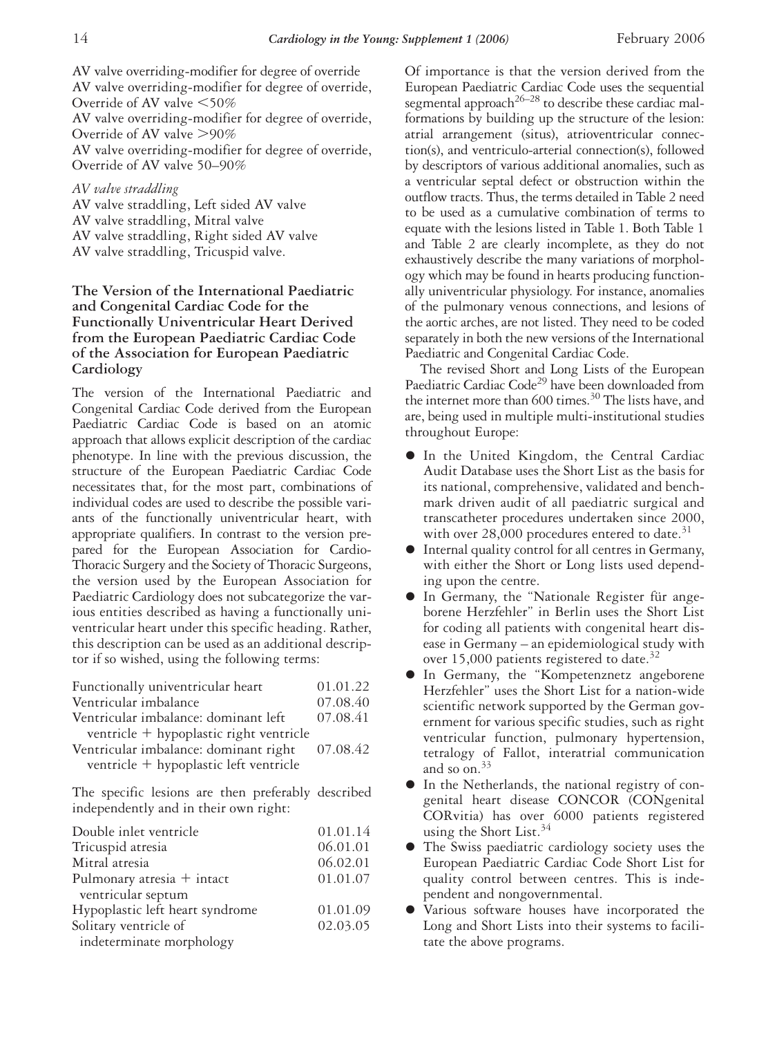AV valve overriding-modifier for degree of override
AV valve overriding-modifier for degree of override, Override of AV valve <50%
AV valve overriding-modifier for degree of override, Override of AV valve >90%
AV valve overriding-modifier for degree of override, Override of AV valve 50–90%

*AV valve straddling*
AV valve straddling, Left sided AV valve
AV valve straddling, Mitral valve
AV valve straddling, Right sided AV valve
AV valve straddling, Tricuspid valve.

## The Version of the International Paediatric and Congenital Cardiac Code for the Functionally Univentricular Heart Derived from the European Paediatric Cardiac Code of the Association for European Paediatric Cardiology

The version of the International Paediatric and Congenital Cardiac Code derived from the European Paediatric Cardiac Code is based on an atomic approach that allows explicit description of the cardiac phenotype. In line with the previous discussion, the structure of the European Paediatric Cardiac Code necessitates that, for the most part, combinations of individual codes are used to describe the possible variants of the functionally univentricular heart, with appropriate qualifiers. In contrast to the version prepared for the European Association for Cardio-Thoracic Surgery and the Society of Thoracic Surgeons, the version used by the European Association for Paediatric Cardiology does not subcategorize the various entities described as having a functionally univentricular heart under this specific heading. Rather, this description can be used as an additional descriptor if so wished, using the following terms:

| | |
|---|---|
| Functionally univentricular heart | 01.01.22 |
| Ventricular imbalance | 07.08.40 |
| Ventricular imbalance: dominant left ventricle + hypoplastic right ventricle | 07.08.41 |
| Ventricular imbalance: dominant right ventricle + hypoplastic left ventricle | 07.08.42 |

The specific lesions are then preferably described independently and in their own right:

| | |
|---|---|
| Double inlet ventricle | 01.01.14 |
| Tricuspid atresia | 06.01.01 |
| Mitral atresia | 06.02.01 |
| Pulmonary atresia + intact ventricular septum | 01.01.07 |
| Hypoplastic left heart syndrome | 01.01.09 |
| Solitary ventricle of indeterminate morphology | 02.03.05 |

Of importance is that the version derived from the European Paediatric Cardiac Code uses the sequential segmental approach[26–28] to describe these cardiac malformations by building up the structure of the lesion: atrial arrangement (situs), atrioventricular connection(s), and ventriculo-arterial connection(s), followed by descriptors of various additional anomalies, such as a ventricular septal defect or obstruction within the outflow tracts. Thus, the terms detailed in Table 2 need to be used as a cumulative combination of terms to equate with the lesions listed in Table 1. Both Table 1 and Table 2 are clearly incomplete, as they do not exhaustively describe the many variations of morphology which may be found in hearts producing functionally univentricular physiology. For instance, anomalies of the pulmonary venous connections, and lesions of the aortic arches, are not listed. They need to be coded separately in both the new versions of the International Paediatric and Congenital Cardiac Code.

The revised Short and Long Lists of the European Paediatric Cardiac Code[29] have been downloaded from the internet more than 600 times.[30] The lists have, and are, being used in multiple multi-institutional studies throughout Europe:

- In the United Kingdom, the Central Cardiac Audit Database uses the Short List as the basis for its national, comprehensive, validated and benchmark driven audit of all paediatric surgical and transcatheter procedures undertaken since 2000, with over 28,000 procedures entered to date.[31]
- Internal quality control for all centres in Germany, with either the Short or Long lists used depending upon the centre.
- In Germany, the "Nationale Register für angeborene Herzfehler" in Berlin uses the Short List for coding all patients with congenital heart disease in Germany – an epidemiological study with over 15,000 patients registered to date.[32]
- In Germany, the "Kompetenznetz angeborene Herzfehler" uses the Short List for a nation-wide scientific network supported by the German government for various specific studies, such as right ventricular function, pulmonary hypertension, tetralogy of Fallot, interatrial communication and so on.[33]
- In the Netherlands, the national registry of congenital heart disease CONCOR (CONgenital CORvitia) has over 6000 patients registered using the Short List.[34]
- The Swiss paediatric cardiology society uses the European Paediatric Cardiac Code Short List for quality control between centres. This is independent and nongovernmental.
- Various software houses have incorporated the Long and Short Lists into their systems to facilitate the above programs.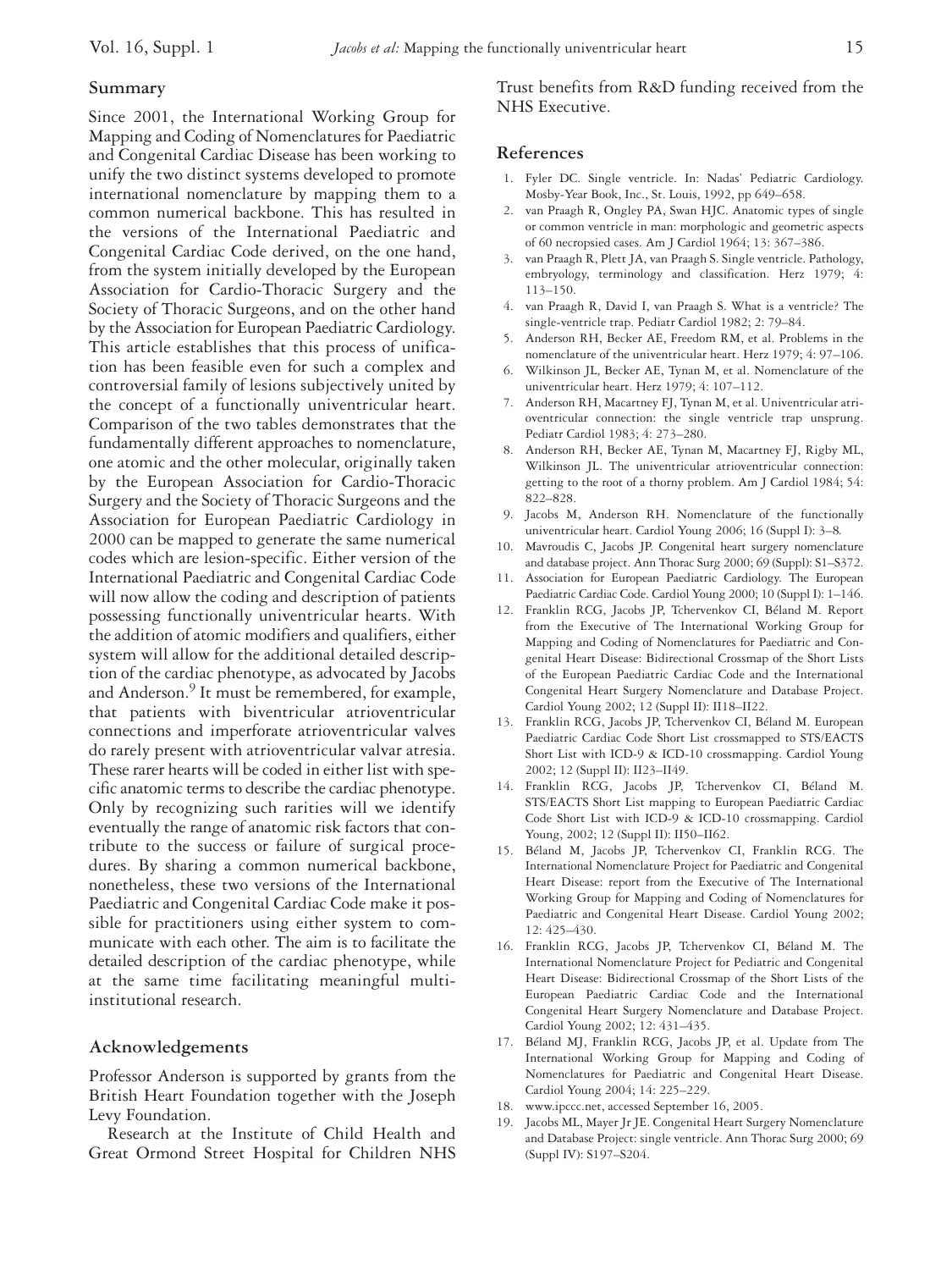## Summary

Since 2001, the International Working Group for Mapping and Coding of Nomenclatures for Paediatric and Congenital Cardiac Disease has been working to unify the two distinct systems developed to promote international nomenclature by mapping them to a common numerical backbone. This has resulted in the versions of the International Paediatric and Congenital Cardiac Code derived, on the one hand, from the system initially developed by the European Association for Cardio-Thoracic Surgery and the Society of Thoracic Surgeons, and on the other hand by the Association for European Paediatric Cardiology. This article establishes that this process of unification has been feasible even for such a complex and controversial family of lesions subjectively united by the concept of a functionally univentricular heart. Comparison of the two tables demonstrates that the fundamentally different approaches to nomenclature, one atomic and the other molecular, originally taken by the European Association for Cardio-Thoracic Surgery and the Society of Thoracic Surgeons and the Association for European Paediatric Cardiology in 2000 can be mapped to generate the same numerical codes which are lesion-specific. Either version of the International Paediatric and Congenital Cardiac Code will now allow the coding and description of patients possessing functionally univentricular hearts. With the addition of atomic modifiers and qualifiers, either system will allow for the additional detailed description of the cardiac phenotype, as advocated by Jacobs and Anderson.[9] It must be remembered, for example, that patients with biventricular atrioventricular connections and imperforate atrioventricular valves do rarely present with atrioventricular valvar atresia. These rarer hearts will be coded in either list with specific anatomic terms to describe the cardiac phenotype. Only by recognizing such rarities will we identify eventually the range of anatomic risk factors that contribute to the success or failure of surgical procedures. By sharing a common numerical backbone, nonetheless, these two versions of the International Paediatric and Congenital Cardiac Code make it possible for practitioners using either system to communicate with each other. The aim is to facilitate the detailed description of the cardiac phenotype, while at the same time facilitating meaningful multi-institutional research.

## Acknowledgements

Professor Anderson is supported by grants from the British Heart Foundation together with the Joseph Levy Foundation.

Research at the Institute of Child Health and Great Ormond Street Hospital for Children NHS Trust benefits from R&D funding received from the NHS Executive.

## References

1. Fyler DC. Single ventricle. In: Nadas' Pediatric Cardiology. Mosby-Year Book, Inc., St. Louis, 1992, pp 649–658.
2. van Praagh R, Ongley PA, Swan HJC. Anatomic types of single or common ventricle in man: morphologic and geometric aspects of 60 necropsied cases. Am J Cardiol 1964; 13: 367–386.
3. van Praagh R, Plett JA, van Praagh S. Single ventricle. Pathology, embryology, terminology and classification. Herz 1979; 4: 113–150.
4. van Praagh R, David I, van Praagh S. What is a ventricle? The single-ventricle trap. Pediatr Cardiol 1982; 2: 79–84.
5. Anderson RH, Becker AE, Freedom RM, et al. Problems in the nomenclature of the univentricular heart. Herz 1979; 4: 97–106.
6. Wilkinson JL, Becker AE, Tynan M, et al. Nomenclature of the univentricular heart. Herz 1979; 4: 107–112.
7. Anderson RH, Macartney FJ, Tynan M, et al. Univentricular atrioventricular connection: the single ventricle trap unsprung. Pediatr Cardiol 1983; 4: 273–280.
8. Anderson RH, Becker AE, Tynan M, Macartney FJ, Rigby ML, Wilkinson JL. The univentricular atrioventricular connection: getting to the root of a thorny problem. Am J Cardiol 1984; 54: 822–828.
9. Jacobs M, Anderson RH. Nomenclature of the functionally univentricular heart. Cardiol Young 2006; 16 (Suppl I): 3–8.
10. Mavroudis C, Jacobs JP. Congenital heart surgery nomenclature and database project. Ann Thorac Surg 2000; 69 (Suppl): S1–S372.
11. Association for European Paediatric Cardiology. The European Paediatric Cardiac Code. Cardiol Young 2000; 10 (Suppl I): 1–146.
12. Franklin RCG, Jacobs JP, Tchervenkov CI, Béland M. Report from the Executive of The International Working Group for Mapping and Coding of Nomenclatures for Paediatric and Congenital Heart Disease: Bidirectional Crossmap of the Short Lists of the European Paediatric Cardiac Code and the International Congenital Heart Surgery Nomenclature and Database Project. Cardiol Young 2002; 12 (Suppl II): II18–II22.
13. Franklin RCG, Jacobs JP, Tchervenkov CI, Béland M. European Paediatric Cardiac Code Short List crossmapped to STS/EACTS Short List with ICD-9 & ICD-10 crossmapping. Cardiol Young 2002; 12 (Suppl II): II23–II49.
14. Franklin RCG, Jacobs JP, Tchervenkov CI, Béland M. STS/EACTS Short List mapping to European Paediatric Cardiac Code Short List with ICD-9 & ICD-10 crossmapping. Cardiol Young, 2002; 12 (Suppl II): II50–II62.
15. Béland M, Jacobs JP, Tchervenkov CI, Franklin RCG. The International Nomenclature Project for Paediatric and Congenital Heart Disease: report from the Executive of The International Working Group for Mapping and Coding of Nomenclatures for Paediatric and Congenital Heart Disease. Cardiol Young 2002; 12: 425–430.
16. Franklin RCG, Jacobs JP, Tchervenkov CI, Béland M. The International Nomenclature Project for Pediatric and Congenital Heart Disease: Bidirectional Crossmap of the Short Lists of the European Paediatric Cardiac Code and the International Congenital Heart Surgery Nomenclature and Database Project. Cardiol Young 2002; 12: 431–435.
17. Béland MJ, Franklin RCG, Jacobs JP, et al. Update from The International Working Group for Mapping and Coding of Nomenclatures for Paediatric and Congenital Heart Disease. Cardiol Young 2004; 14: 225–229.
18. www.ipccc.net, accessed September 16, 2005.
19. Jacobs ML, Mayer Jr JE. Congenital Heart Surgery Nomenclature and Database Project: single ventricle. Ann Thorac Surg 2000; 69 (Suppl IV): S197–S204.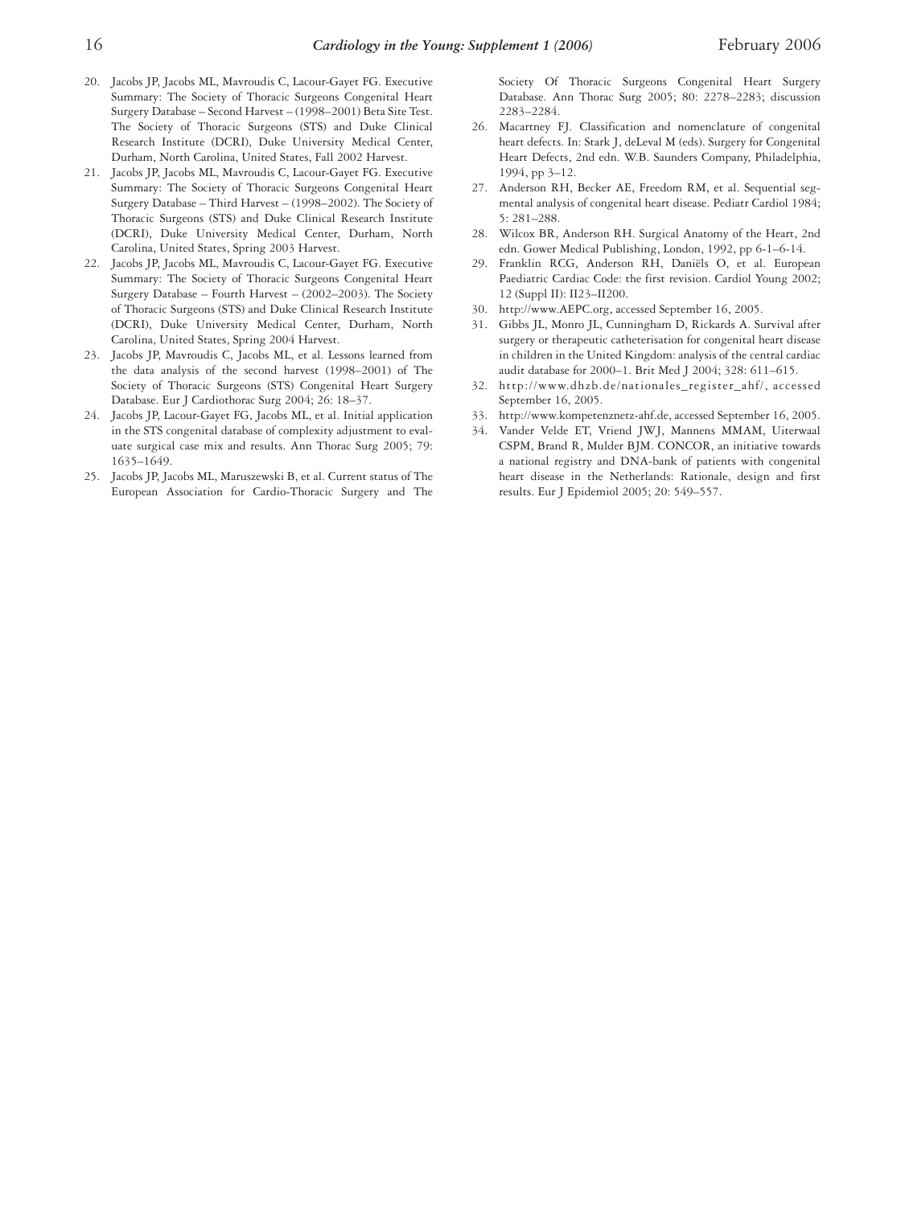20. Jacobs JP, Jacobs ML, Mavroudis C, Lacour-Gayet FG. Executive Summary: The Society of Thoracic Surgeons Congenital Heart Surgery Database – Second Harvest – (1998–2001) Beta Site Test. The Society of Thoracic Surgeons (STS) and Duke Clinical Research Institute (DCRI), Duke University Medical Center, Durham, North Carolina, United States, Fall 2002 Harvest.
21. Jacobs JP, Jacobs ML, Mavroudis C, Lacour-Gayet FG. Executive Summary: The Society of Thoracic Surgeons Congenital Heart Surgery Database – Third Harvest – (1998–2002). The Society of Thoracic Surgeons (STS) and Duke Clinical Research Institute (DCRI), Duke University Medical Center, Durham, North Carolina, United States, Spring 2003 Harvest.
22. Jacobs JP, Jacobs ML, Mavroudis C, Lacour-Gayet FG. Executive Summary: The Society of Thoracic Surgeons Congenital Heart Surgery Database – Fourth Harvest – (2002–2003). The Society of Thoracic Surgeons (STS) and Duke Clinical Research Institute (DCRI), Duke University Medical Center, Durham, North Carolina, United States, Spring 2004 Harvest.
23. Jacobs JP, Mavroudis C, Jacobs ML, et al. Lessons learned from the data analysis of the second harvest (1998–2001) of The Society of Thoracic Surgeons (STS) Congenital Heart Surgery Database. Eur J Cardiothorac Surg 2004; 26: 18–37.
24. Jacobs JP, Lacour-Gayet FG, Jacobs ML, et al. Initial application in the STS congenital database of complexity adjustment to evaluate surgical case mix and results. Ann Thorac Surg 2005; 79: 1635–1649.
25. Jacobs JP, Jacobs ML, Maruszewski B, et al. Current status of The European Association for Cardio-Thoracic Surgery and The Society Of Thoracic Surgeons Congenital Heart Surgery Database. Ann Thorac Surg 2005; 80: 2278–2283; discussion 2283–2284.
26. Macartney FJ. Classification and nomenclature of congenital heart defects. In: Stark J, deLeval M (eds). Surgery for Congenital Heart Defects, 2nd edn. W.B. Saunders Company, Philadelphia, 1994, pp 3–12.
27. Anderson RH, Becker AE, Freedom RM, et al. Sequential segmental analysis of congenital heart disease. Pediatr Cardiol 1984; 5: 281–288.
28. Wilcox BR, Anderson RH. Surgical Anatomy of the Heart, 2nd edn. Gower Medical Publishing, London, 1992, pp 6-1–6-14.
29. Franklin RCG, Anderson RH, Daniëls O, et al. European Paediatric Cardiac Code: the first revision. Cardiol Young 2002; 12 (Suppl II): II23–II200.
30. http://www.AEPC.org, accessed September 16, 2005.
31. Gibbs JL, Monro JL, Cunningham D, Rickards A. Survival after surgery or therapeutic catheterisation for congenital heart disease in children in the United Kingdom: analysis of the central cardiac audit database for 2000–1. Brit Med J 2004; 328: 611–615.
32. http://www.dhzb.de/nationales_register_ahf/, accessed September 16, 2005.
33. http://www.kompetenznetz-ahf.de, accessed September 16, 2005.
34. Vander Velde ET, Vriend JWJ, Mannens MMAM, Uiterwaal CSPM, Brand R, Mulder BJM. CONCOR, an initiative towards a national registry and DNA-bank of patients with congenital heart disease in the Netherlands: Rationale, design and first results. Eur J Epidemiol 2005; 20: 549–557.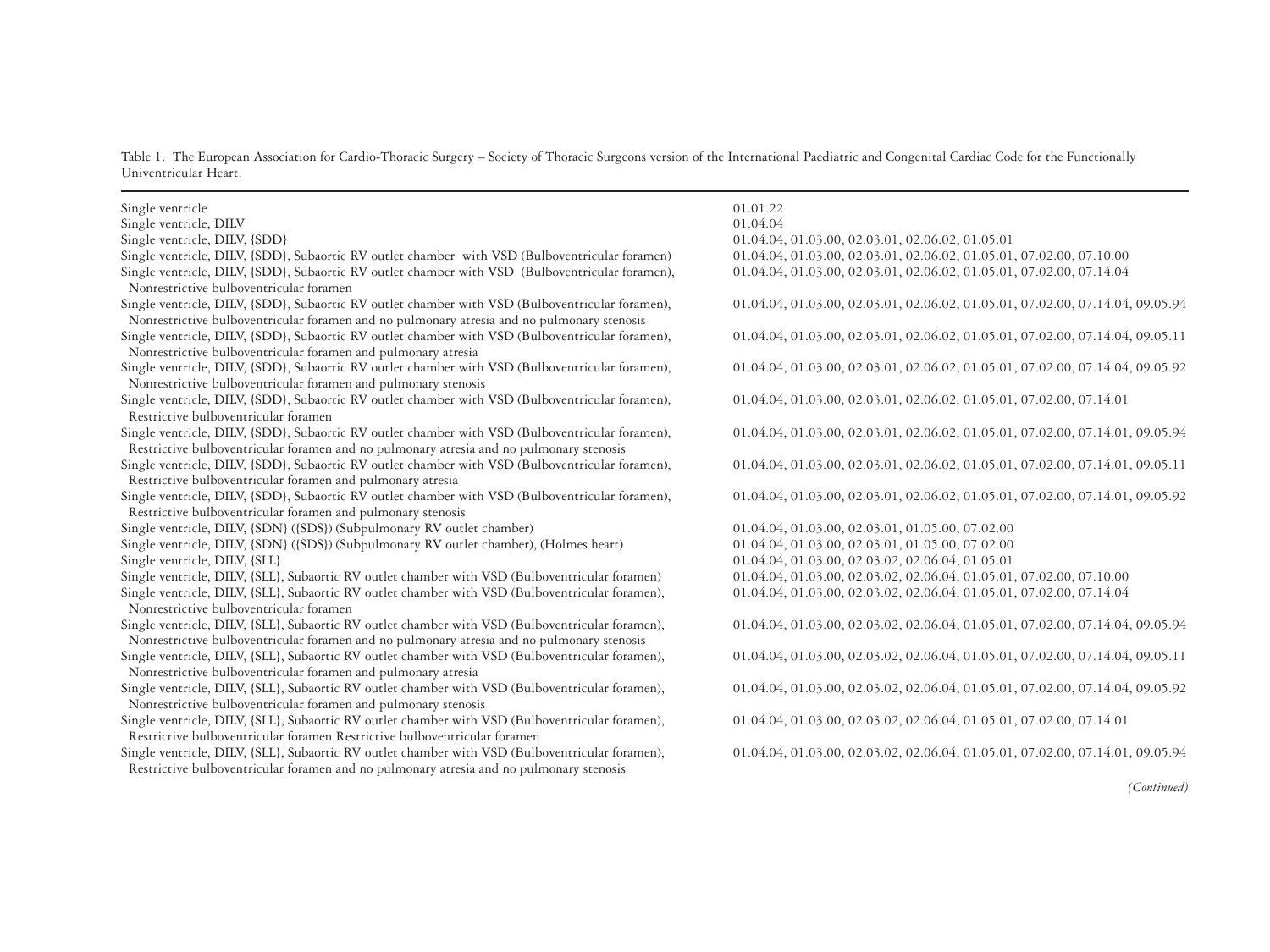Table 1. The European Association for Cardio-Thoracic Surgery – Society of Thoracic Surgeons version of the International Paediatric and Congenital Cardiac Code for the Functionally Univentricular Heart.

| | |
|---|---|
| Single ventricle | 01.01.22 |
| Single ventricle, DILV | 01.04.04 |
| Single ventricle, DILV, {SDD} | 01.04.04, 01.03.00, 02.03.01, 02.06.02, 01.05.01 |
| Single ventricle, DILV, {SDD}, Subaortic RV outlet chamber with VSD (Bulboventricular foramen) | 01.04.04, 01.03.00, 02.03.01, 02.06.02, 01.05.01, 07.02.00, 07.10.00 |
| Single ventricle, DILV, {SDD}, Subaortic RV outlet chamber with VSD (Bulboventricular foramen), Nonrestrictive bulboventricular foramen | 01.04.04, 01.03.00, 02.03.01, 02.06.02, 01.05.01, 07.02.00, 07.14.04 |
| Single ventricle, DILV, {SDD}, Subaortic RV outlet chamber with VSD (Bulboventricular foramen), Nonrestrictive bulboventricular foramen and no pulmonary atresia and no pulmonary stenosis | 01.04.04, 01.03.00, 02.03.01, 02.06.02, 01.05.01, 07.02.00, 07.14.04, 09.05.94 |
| Single ventricle, DILV, {SDD}, Subaortic RV outlet chamber with VSD (Bulboventricular foramen), Nonrestrictive bulboventricular foramen and pulmonary atresia | 01.04.04, 01.03.00, 02.03.01, 02.06.02, 01.05.01, 07.02.00, 07.14.04, 09.05.11 |
| Single ventricle, DILV, {SDD}, Subaortic RV outlet chamber with VSD (Bulboventricular foramen), Nonrestrictive bulboventricular foramen and pulmonary stenosis | 01.04.04, 01.03.00, 02.03.01, 02.06.02, 01.05.01, 07.02.00, 07.14.04, 09.05.92 |
| Single ventricle, DILV, {SDD}, Subaortic RV outlet chamber with VSD (Bulboventricular foramen), Restrictive bulboventricular foramen | 01.04.04, 01.03.00, 02.03.01, 02.06.02, 01.05.01, 07.02.00, 07.14.01 |
| Single ventricle, DILV, {SDD}, Subaortic RV outlet chamber with VSD (Bulboventricular foramen), Restrictive bulboventricular foramen and no pulmonary atresia and no pulmonary stenosis | 01.04.04, 01.03.00, 02.03.01, 02.06.02, 01.05.01, 07.02.00, 07.14.01, 09.05.94 |
| Single ventricle, DILV, {SDD}, Subaortic RV outlet chamber with VSD (Bulboventricular foramen), Restrictive bulboventricular foramen and pulmonary atresia | 01.04.04, 01.03.00, 02.03.01, 02.06.02, 01.05.01, 07.02.00, 07.14.01, 09.05.11 |
| Single ventricle, DILV, {SDD}, Subaortic RV outlet chamber with VSD (Bulboventricular foramen), Restrictive bulboventricular foramen and pulmonary stenosis | 01.04.04, 01.03.00, 02.03.01, 02.06.02, 01.05.01, 07.02.00, 07.14.01, 09.05.92 |
| Single ventricle, DILV, {SDN} ({SDS}) (Subpulmonary RV outlet chamber) | 01.04.04, 01.03.00, 02.03.01, 01.05.00, 07.02.00 |
| Single ventricle, DILV, {SDN} ({SDS}) (Subpulmonary RV outlet chamber), (Holmes heart) | 01.04.04, 01.03.00, 02.03.01, 01.05.00, 07.02.00 |
| Single ventricle, DILV, {SLL} | 01.04.04, 01.03.00, 02.03.02, 02.06.04, 01.05.01 |
| Single ventricle, DILV, {SLL}, Subaortic RV outlet chamber with VSD (Bulboventricular foramen) | 01.04.04, 01.03.00, 02.03.02, 02.06.04, 01.05.01, 07.02.00, 07.10.00 |
| Single ventricle, DILV, {SLL}, Subaortic RV outlet chamber with VSD (Bulboventricular foramen), Nonrestrictive bulboventricular foramen | 01.04.04, 01.03.00, 02.03.02, 02.06.04, 01.05.01, 07.02.00, 07.14.04 |
| Single ventricle, DILV, {SLL}, Subaortic RV outlet chamber with VSD (Bulboventricular foramen), Nonrestrictive bulboventricular foramen and no pulmonary atresia and no pulmonary stenosis | 01.04.04, 01.03.00, 02.03.02, 02.06.04, 01.05.01, 07.02.00, 07.14.04, 09.05.94 |
| Single ventricle, DILV, {SLL}, Subaortic RV outlet chamber with VSD (Bulboventricular foramen), Nonrestrictive bulboventricular foramen and pulmonary atresia | 01.04.04, 01.03.00, 02.03.02, 02.06.04, 01.05.01, 07.02.00, 07.14.04, 09.05.11 |
| Single ventricle, DILV, {SLL}, Subaortic RV outlet chamber with VSD (Bulboventricular foramen), Nonrestrictive bulboventricular foramen and pulmonary stenosis | 01.04.04, 01.03.00, 02.03.02, 02.06.04, 01.05.01, 07.02.00, 07.14.04, 09.05.92 |
| Single ventricle, DILV, {SLL}, Subaortic RV outlet chamber with VSD (Bulboventricular foramen), Restrictive bulboventricular foramen Restrictive bulboventricular foramen | 01.04.04, 01.03.00, 02.03.02, 02.06.04, 01.05.01, 07.02.00, 07.14.01 |
| Single ventricle, DILV, {SLL}, Subaortic RV outlet chamber with VSD (Bulboventricular foramen), Restrictive bulboventricular foramen and no pulmonary atresia and no pulmonary stenosis | 01.04.04, 01.03.00, 02.03.02, 02.06.04, 01.05.01, 07.02.00, 07.14.01, 09.05.94 |

*(Continued)*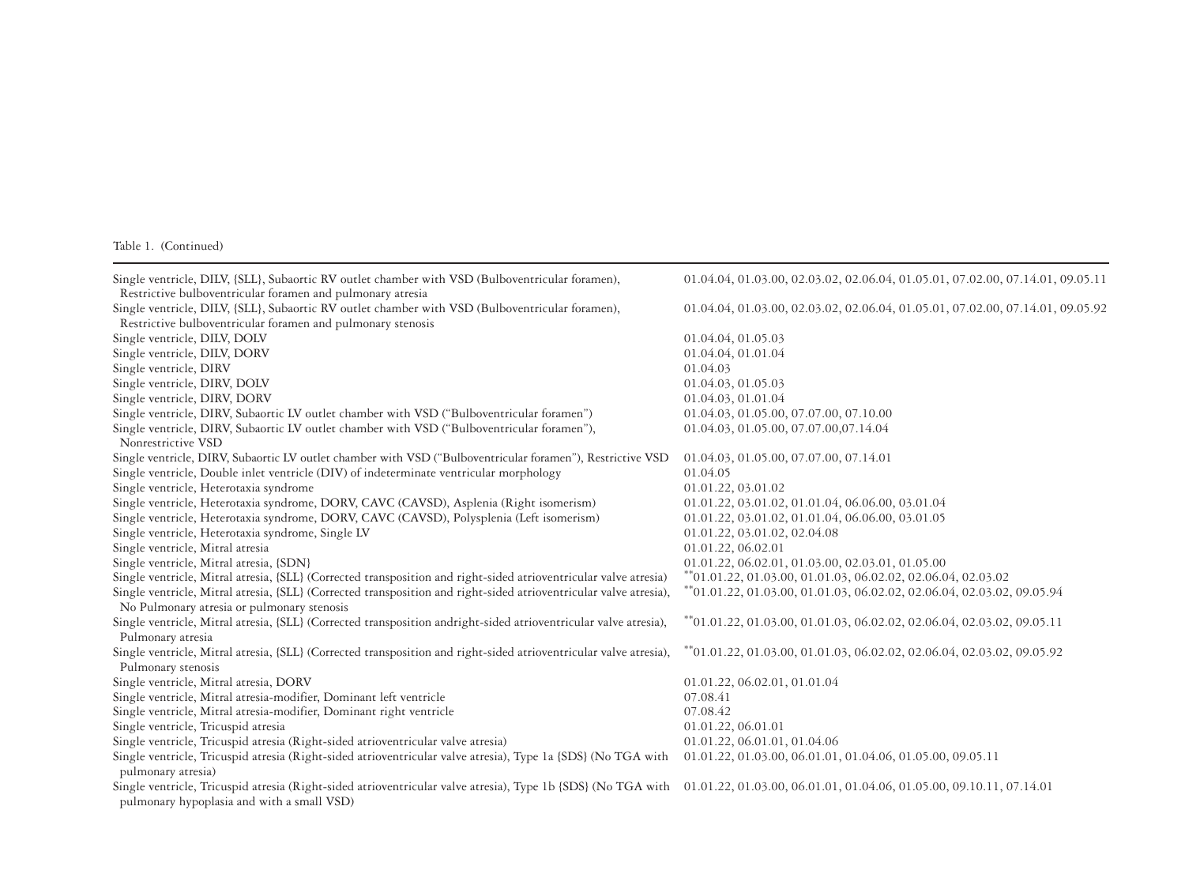Table 1. (Continued)

| | |
|---|---|
| Single ventricle, DILV, {SLL}, Subaortic RV outlet chamber with VSD (Bulboventricular foramen), Restrictive bulboventricular foramen and pulmonary atresia | 01.04.04, 01.03.00, 02.03.02, 02.06.04, 01.05.01, 07.02.00, 07.14.01, 09.05.11 |
| Single ventricle, DILV, {SLL}, Subaortic RV outlet chamber with VSD (Bulboventricular foramen), Restrictive bulboventricular foramen and pulmonary stenosis | 01.04.04, 01.03.00, 02.03.02, 02.06.04, 01.05.01, 07.02.00, 07.14.01, 09.05.92 |
| Single ventricle, DILV, DOLV | 01.04.04, 01.05.03 |
| Single ventricle, DILV, DORV | 01.04.04, 01.01.04 |
| Single ventricle, DIRV | 01.04.03 |
| Single ventricle, DIRV, DOLV | 01.04.03, 01.05.03 |
| Single ventricle, DIRV, DORV | 01.04.03, 01.01.04 |
| Single ventricle, DIRV, Subaortic LV outlet chamber with VSD ("Bulboventricular foramen") | 01.04.03, 01.05.00, 07.07.00, 07.10.00 |
| Single ventricle, DIRV, Subaortic LV outlet chamber with VSD ("Bulboventricular foramen"), Nonrestrictive VSD | 01.04.03, 01.05.00, 07.07.00,07.14.04 |
| Single ventricle, DIRV, Subaortic LV outlet chamber with VSD ("Bulboventricular foramen"), Restrictive VSD | 01.04.03, 01.05.00, 07.07.00, 07.14.01 |
| Single ventricle, Double inlet ventricle (DIV) of indeterminate ventricular morphology | 01.04.05 |
| Single ventricle, Heterotaxia syndrome | 01.01.22, 03.01.02 |
| Single ventricle, Heterotaxia syndrome, DORV, CAVC (CAVSD), Asplenia (Right isomerism) | 01.01.22, 03.01.02, 01.01.04, 06.06.00, 03.01.04 |
| Single ventricle, Heterotaxia syndrome, DORV, CAVC (CAVSD), Polysplenia (Left isomerism) | 01.01.22, 03.01.02, 01.01.04, 06.06.00, 03.01.05 |
| Single ventricle, Heterotaxia syndrome, Single LV | 01.01.22, 03.01.02, 02.04.08 |
| Single ventricle, Mitral atresia | 01.01.22, 06.02.01 |
| Single ventricle, Mitral atresia, {SDN} | 01.01.22, 06.02.01, 01.03.00, 02.03.01, 01.05.00 |
| Single ventricle, Mitral atresia, {SLL} (Corrected transposition and right-sided atrioventricular valve atresia) | **01.01.22, 01.03.00, 01.01.03, 06.02.02, 02.06.04, 02.03.02 |
| Single ventricle, Mitral atresia, {SLL} (Corrected transposition and right-sided atrioventricular valve atresia), No Pulmonary atresia or pulmonary stenosis | **01.01.22, 01.03.00, 01.01.03, 06.02.02, 02.06.04, 02.03.02, 09.05.94 |
| Single ventricle, Mitral atresia, {SLL} (Corrected transposition andright-sided atrioventricular valve atresia), Pulmonary atresia | **01.01.22, 01.03.00, 01.01.03, 06.02.02, 02.06.04, 02.03.02, 09.05.11 |
| Single ventricle, Mitral atresia, {SLL} (Corrected transposition and right-sided atrioventricular valve atresia), Pulmonary stenosis | **01.01.22, 01.03.00, 01.01.03, 06.02.02, 02.06.04, 02.03.02, 09.05.92 |
| Single ventricle, Mitral atresia, DORV | 01.01.22, 06.02.01, 01.01.04 |
| Single ventricle, Mitral atresia-modifier, Dominant left ventricle | 07.08.41 |
| Single ventricle, Mitral atresia-modifier, Dominant right ventricle | 07.08.42 |
| Single ventricle, Tricuspid atresia | 01.01.22, 06.01.01 |
| Single ventricle, Tricuspid atresia (Right-sided atrioventricular valve atresia) | 01.01.22, 06.01.01, 01.04.06 |
| Single ventricle, Tricuspid atresia (Right-sided atrioventricular valve atresia), Type 1a {SDS} (No TGA with pulmonary atresia) | 01.01.22, 01.03.00, 06.01.01, 01.04.06, 01.05.00, 09.05.11 |
| Single ventricle, Tricuspid atresia (Right-sided atrioventricular valve atresia), Type 1b {SDS} (No TGA with pulmonary hypoplasia and with a small VSD) | 01.01.22, 01.03.00, 06.01.01, 01.04.06, 01.05.00, 09.10.11, 07.14.01 |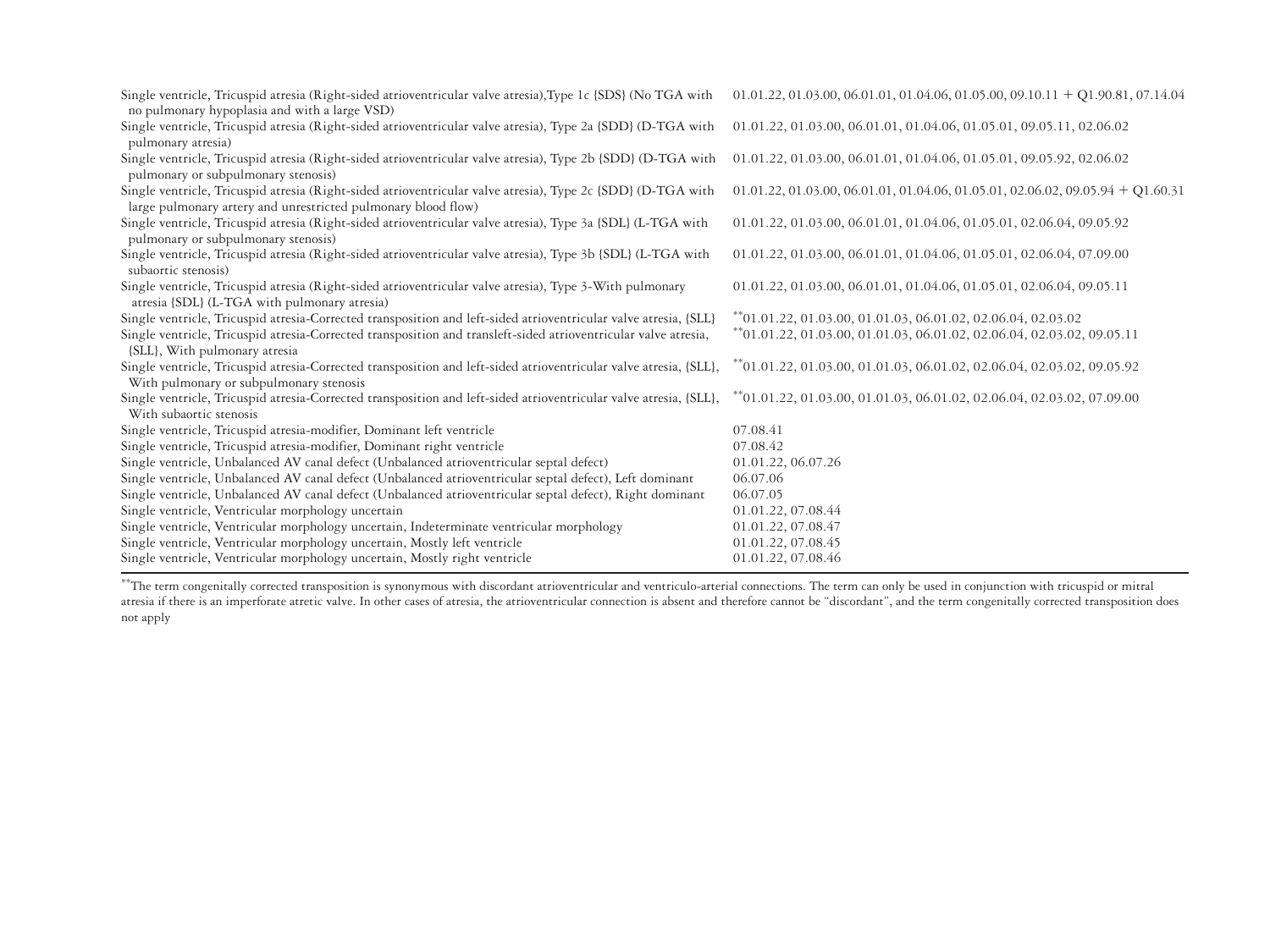| | |
|---|---|
| Single ventricle, Tricuspid atresia (Right-sided atrioventricular valve atresia),Type 1c {SDS} (No TGA with no pulmonary hypoplasia and with a large VSD) | 01.01.22, 01.03.00, 06.01.01, 01.04.06, 01.05.00, 09.10.11 + Q1.90.81, 07.14.04 |
| Single ventricle, Tricuspid atresia (Right-sided atrioventricular valve atresia), Type 2a {SDD} (D-TGA with pulmonary atresia) | 01.01.22, 01.03.00, 06.01.01, 01.04.06, 01.05.01, 09.05.11, 02.06.02 |
| Single ventricle, Tricuspid atresia (Right-sided atrioventricular valve atresia), Type 2b {SDD} (D-TGA with pulmonary or subpulmonary stenosis) | 01.01.22, 01.03.00, 06.01.01, 01.04.06, 01.05.01, 09.05.92, 02.06.02 |
| Single ventricle, Tricuspid atresia (Right-sided atrioventricular valve atresia), Type 2c {SDD} (D-TGA with large pulmonary artery and unrestricted pulmonary blood flow) | 01.01.22, 01.03.00, 06.01.01, 01.04.06, 01.05.01, 02.06.02, 09.05.94 + Q1.60.31 |
| Single ventricle, Tricuspid atresia (Right-sided atrioventricular valve atresia), Type 3a {SDL} (L-TGA with pulmonary or subpulmonary stenosis) | 01.01.22, 01.03.00, 06.01.01, 01.04.06, 01.05.01, 02.06.04, 09.05.92 |
| Single ventricle, Tricuspid atresia (Right-sided atrioventricular valve atresia), Type 3b {SDL} (L-TGA with subaortic stenosis) | 01.01.22, 01.03.00, 06.01.01, 01.04.06, 01.05.01, 02.06.04, 07.09.00 |
| Single ventricle, Tricuspid atresia (Right-sided atrioventricular valve atresia), Type 3-With pulmonary atresia {SDL} (L-TGA with pulmonary atresia) | 01.01.22, 01.03.00, 06.01.01, 01.04.06, 01.05.01, 02.06.04, 09.05.11 |
| Single ventricle, Tricuspid atresia-Corrected transposition and left-sided atrioventricular valve atresia, {SLL} | **01.01.22, 01.03.00, 01.01.03, 06.01.02, 02.06.04, 02.03.02 |
| Single ventricle, Tricuspid atresia-Corrected transposition and transleft-sided atrioventricular valve atresia, {SLL}, With pulmonary atresia | **01.01.22, 01.03.00, 01.01.03, 06.01.02, 02.06.04, 02.03.02, 09.05.11 |
| Single ventricle, Tricuspid atresia-Corrected transposition and left-sided atrioventricular valve atresia, {SLL}, With pulmonary or subpulmonary stenosis | **01.01.22, 01.03.00, 01.01.03, 06.01.02, 02.06.04, 02.03.02, 09.05.92 |
| Single ventricle, Tricuspid atresia-Corrected transposition and left-sided atrioventricular valve atresia, {SLL}, With subaortic stenosis | **01.01.22, 01.03.00, 01.01.03, 06.01.02, 02.06.04, 02.03.02, 07.09.00 |
| Single ventricle, Tricuspid atresia-modifier, Dominant left ventricle | 07.08.41 |
| Single ventricle, Tricuspid atresia-modifier, Dominant right ventricle | 07.08.42 |
| Single ventricle, Unbalanced AV canal defect (Unbalanced atrioventricular septal defect) | 01.01.22, 06.07.26 |
| Single ventricle, Unbalanced AV canal defect (Unbalanced atrioventricular septal defect), Left dominant | 06.07.06 |
| Single ventricle, Unbalanced AV canal defect (Unbalanced atrioventricular septal defect), Right dominant | 06.07.05 |
| Single ventricle, Ventricular morphology uncertain | 01.01.22, 07.08.44 |
| Single ventricle, Ventricular morphology uncertain, Indeterminate ventricular morphology | 01.01.22, 07.08.47 |
| Single ventricle, Ventricular morphology uncertain, Mostly left ventricle | 01.01.22, 07.08.45 |
| Single ventricle, Ventricular morphology uncertain, Mostly right ventricle | 01.01.22, 07.08.46 |

**The term congenitally corrected transposition is synonymous with discordant atrioventricular and ventriculo-arterial connections. The term can only be used in conjunction with tricuspid or mitral atresia if there is an imperforate atretic valve. In other cases of atresia, the atrioventricular connection is absent and therefore cannot be "discordant", and the term congenitally corrected transposition does not apply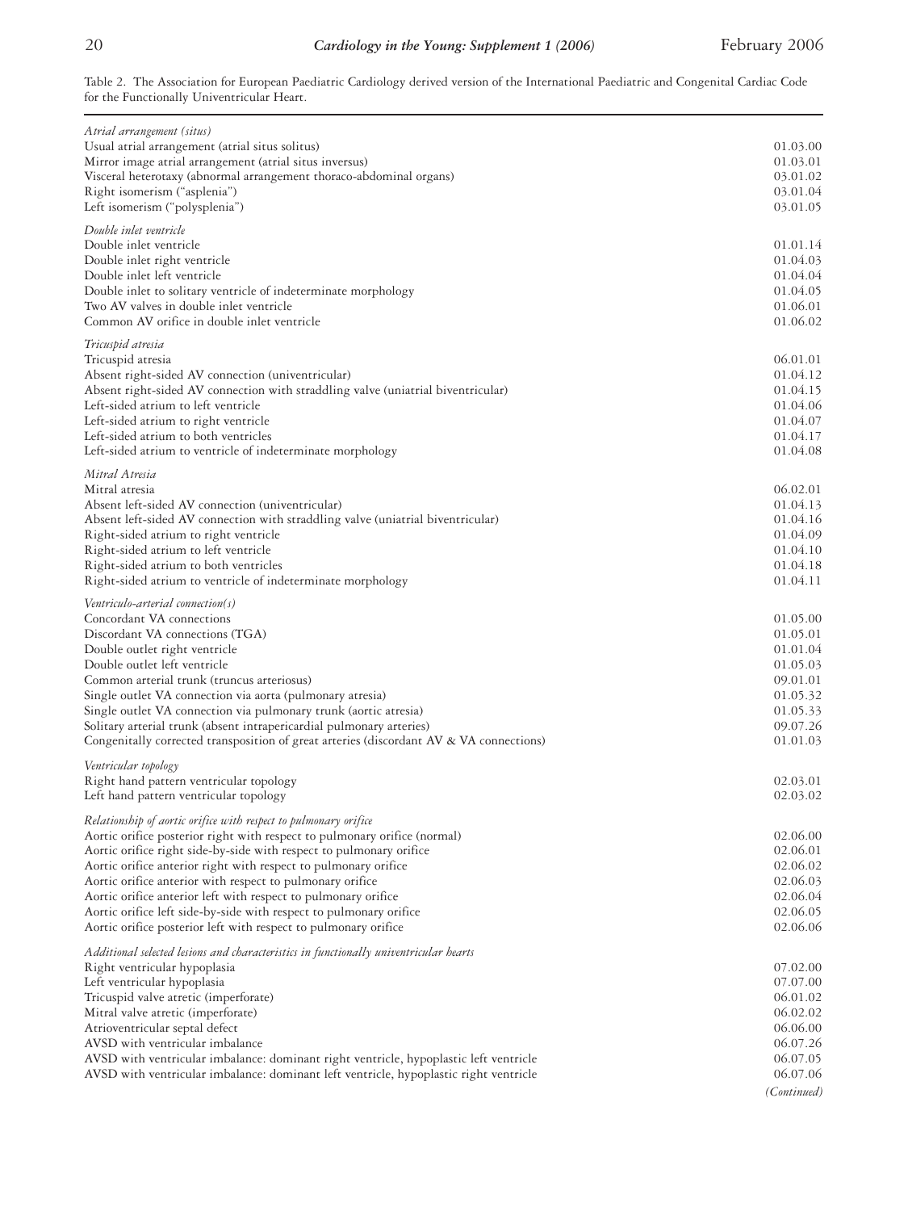Table 2. The Association for European Paediatric Cardiology derived version of the International Paediatric and Congenital Cardiac Code for the Functionally Univentricular Heart.

| | |
|---|---|
| *Atrial arrangement (situs)* | |
| Usual atrial arrangement (atrial situs solitus) | 01.03.00 |
| Mirror image atrial arrangement (atrial situs inversus) | 01.03.01 |
| Visceral heterotaxy (abnormal arrangement thoraco-abdominal organs) | 03.01.02 |
| Right isomerism ("asplenia") | 03.01.04 |
| Left isomerism ("polysplenia") | 03.01.05 |
| *Double inlet ventricle* | |
| Double inlet ventricle | 01.01.14 |
| Double inlet right ventricle | 01.04.03 |
| Double inlet left ventricle | 01.04.04 |
| Double inlet to solitary ventricle of indeterminate morphology | 01.04.05 |
| Two AV valves in double inlet ventricle | 01.06.01 |
| Common AV orifice in double inlet ventricle | 01.06.02 |
| *Tricuspid atresia* | |
| Tricuspid atresia | 06.01.01 |
| Absent right-sided AV connection (univentricular) | 01.04.12 |
| Absent right-sided AV connection with straddling valve (uniatrial biventricular) | 01.04.15 |
| Left-sided atrium to left ventricle | 01.04.06 |
| Left-sided atrium to right ventricle | 01.04.07 |
| Left-sided atrium to both ventricles | 01.04.17 |
| Left-sided atrium to ventricle of indeterminate morphology | 01.04.08 |
| *Mitral Atresia* | |
| Mitral atresia | 06.02.01 |
| Absent left-sided AV connection (univentricular) | 01.04.13 |
| Absent left-sided AV connection with straddling valve (uniatrial biventricular) | 01.04.16 |
| Right-sided atrium to right ventricle | 01.04.09 |
| Right-sided atrium to left ventricle | 01.04.10 |
| Right-sided atrium to both ventricles | 01.04.18 |
| Right-sided atrium to ventricle of indeterminate morphology | 01.04.11 |
| *Ventriculo-arterial connection(s)* | |
| Concordant VA connections | 01.05.00 |
| Discordant VA connections (TGA) | 01.05.01 |
| Double outlet right ventricle | 01.01.04 |
| Double outlet left ventricle | 01.05.03 |
| Common arterial trunk (truncus arteriosus) | 09.01.01 |
| Single outlet VA connection via aorta (pulmonary atresia) | 01.05.32 |
| Single outlet VA connection via pulmonary trunk (aortic atresia) | 01.05.33 |
| Solitary arterial trunk (absent intrapericardial pulmonary arteries) | 09.07.26 |
| Congenitally corrected transposition of great arteries (discordant AV & VA connections) | 01.01.03 |
| *Ventricular topology* | |
| Right hand pattern ventricular topology | 02.03.01 |
| Left hand pattern ventricular topology | 02.03.02 |
| *Relationship of aortic orifice with respect to pulmonary orifice* | |
| Aortic orifice posterior right with respect to pulmonary orifice (normal) | 02.06.00 |
| Aortic orifice right side-by-side with respect to pulmonary orifice | 02.06.01 |
| Aortic orifice anterior right with respect to pulmonary orifice | 02.06.02 |
| Aortic orifice anterior with respect to pulmonary orifice | 02.06.03 |
| Aortic orifice anterior left with respect to pulmonary orifice | 02.06.04 |
| Aortic orifice left side-by-side with respect to pulmonary orifice | 02.06.05 |
| Aortic orifice posterior left with respect to pulmonary orifice | 02.06.06 |
| *Additional selected lesions and characteristics in functionally univentricular hearts* | |
| Right ventricular hypoplasia | 07.02.00 |
| Left ventricular hypoplasia | 07.07.00 |
| Tricuspid valve atretic (imperforate) | 06.01.02 |
| Mitral valve atretic (imperforate) | 06.02.02 |
| Atrioventricular septal defect | 06.06.00 |
| AVSD with ventricular imbalance | 06.07.26 |
| AVSD with ventricular imbalance: dominant right ventricle, hypoplastic left ventricle | 06.07.05 |
| AVSD with ventricular imbalance: dominant left ventricle, hypoplastic right ventricle | 06.07.06 |

*(Continued)*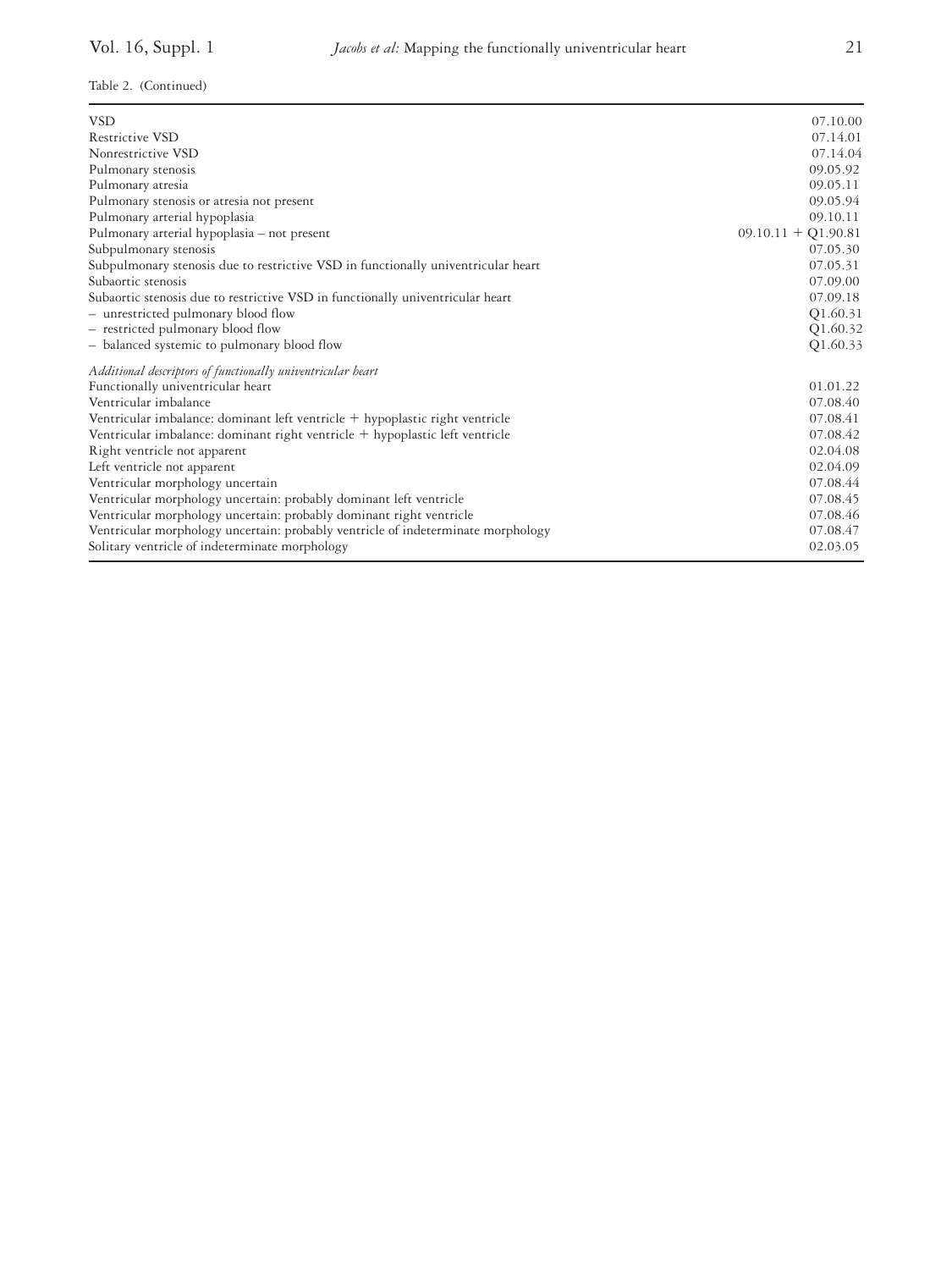Table 2. (Continued)

| | |
|---|---|
| VSD | 07.10.00 |
| Restrictive VSD | 07.14.01 |
| Nonrestrictive VSD | 07.14.04 |
| Pulmonary stenosis | 09.05.92 |
| Pulmonary atresia | 09.05.11 |
| Pulmonary stenosis or atresia not present | 09.05.94 |
| Pulmonary arterial hypoplasia | 09.10.11 |
| Pulmonary arterial hypoplasia – not present | 09.10.11 + Q1.90.81 |
| Subpulmonary stenosis | 07.05.30 |
| Subpulmonary stenosis due to restrictive VSD in functionally univentricular heart | 07.05.31 |
| Subaortic stenosis | 07.09.00 |
| Subaortic stenosis due to restrictive VSD in functionally univentricular heart | 07.09.18 |
| – unrestricted pulmonary blood flow | Q1.60.31 |
| – restricted pulmonary blood flow | Q1.60.32 |
| – balanced systemic to pulmonary blood flow | Q1.60.33 |
| *Additional descriptors of functionally univentricular heart* | |
| Functionally univentricular heart | 01.01.22 |
| Ventricular imbalance | 07.08.40 |
| Ventricular imbalance: dominant left ventricle + hypoplastic right ventricle | 07.08.41 |
| Ventricular imbalance: dominant right ventricle + hypoplastic left ventricle | 07.08.42 |
| Right ventricle not apparent | 02.04.08 |
| Left ventricle not apparent | 02.04.09 |
| Ventricular morphology uncertain | 07.08.44 |
| Ventricular morphology uncertain: probably dominant left ventricle | 07.08.45 |
| Ventricular morphology uncertain: probably dominant right ventricle | 07.08.46 |
| Ventricular morphology uncertain: probably ventricle of indeterminate morphology | 07.08.47 |
| Solitary ventricle of indeterminate morphology | 02.03.05 |